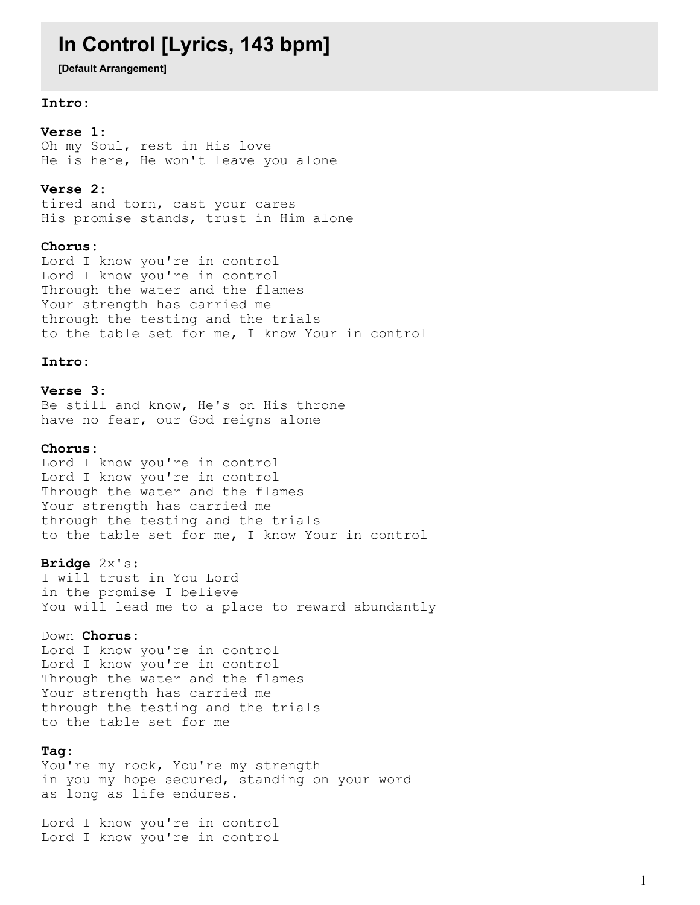# In Control [Lyrics, 143 bpm]

**[Default Arrangement]**

**Intro:**

**Verse 1:**
Oh my Soul, rest in His love
He is here, He won't leave you alone

**Verse 2:**
tired and torn, cast your cares
His promise stands, trust in Him alone

**Chorus:**
Lord I know you're in control
Lord I know you're in control
Through the water and the flames
Your strength has carried me
through the testing and the trials
to the table set for me, I know Your in control

**Intro:**

**Verse 3:**
Be still and know, He's on His throne
have no fear, our God reigns alone

**Chorus:**
Lord I know you're in control
Lord I know you're in control
Through the water and the flames
Your strength has carried me
through the testing and the trials
to the table set for me, I know Your in control

**Bridge** 2x's:
I will trust in You Lord
in the promise I believe
You will lead me to a place to reward abundantly

Down **Chorus:**
Lord I know you're in control
Lord I know you're in control
Through the water and the flames
Your strength has carried me
through the testing and the trials
to the table set for me

**Tag:**
You're my rock, You're my strength
in you my hope secured, standing on your word
as long as life endures.

Lord I know you're in control
Lord I know you're in control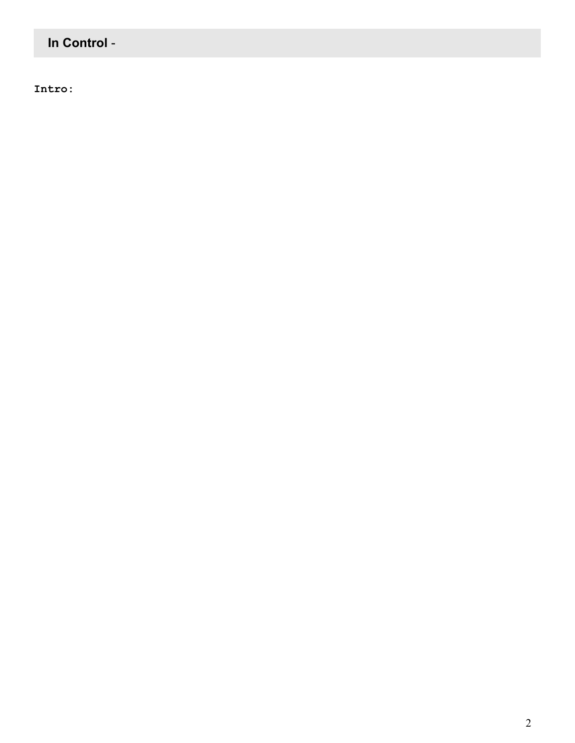## **In Control** -

**Intro:**